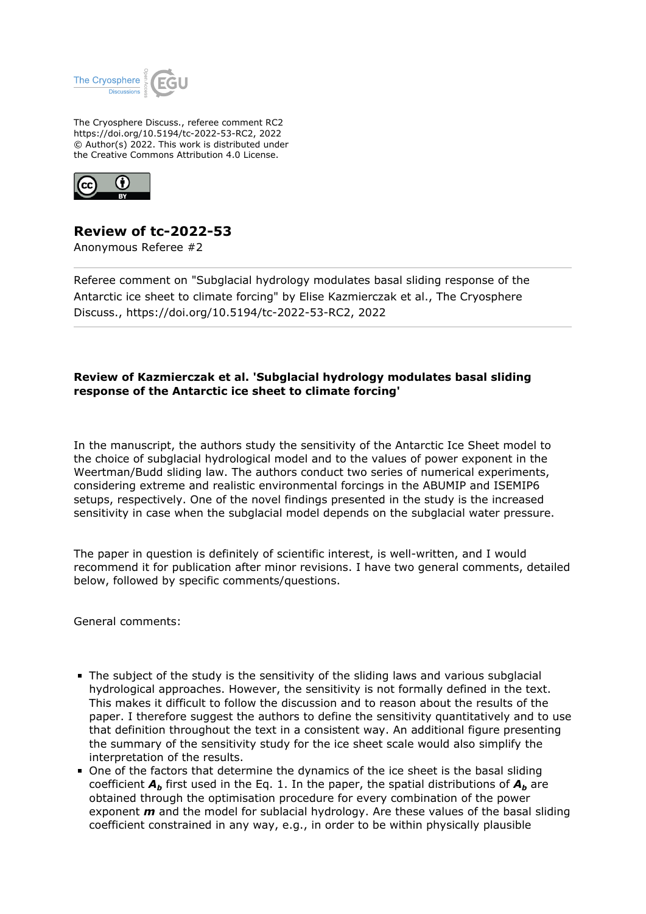The Cryosphere Discuss., referee comment RC2
https://doi.org/10.5194/tc-2022-53-RC2, 2022
© Author(s) 2022. This work is distributed under
the Creative Commons Attribution 4.0 License.

# Review of tc-2022-53

Anonymous Referee #2

---

Referee comment on "Subglacial hydrology modulates basal sliding response of the Antarctic ice sheet to climate forcing" by Elise Kazmierczak et al., The Cryosphere Discuss., https://doi.org/10.5194/tc-2022-53-RC2, 2022

---

**Review of Kazmierczak et al. 'Subglacial hydrology modulates basal sliding response of the Antarctic ice sheet to climate forcing'**

In the manuscript, the authors study the sensitivity of the Antarctic Ice Sheet model to the choice of subglacial hydrological model and to the values of power exponent in the Weertman/Budd sliding law. The authors conduct two series of numerical experiments, considering extreme and realistic environmental forcings in the ABUMIP and ISEMIP6 setups, respectively. One of the novel findings presented in the study is the increased sensitivity in case when the subglacial model depends on the subglacial water pressure.

The paper in question is definitely of scientific interest, is well-written, and I would recommend it for publication after minor revisions. I have two general comments, detailed below, followed by specific comments/questions.

General comments:

- The subject of the study is the sensitivity of the sliding laws and various subglacial hydrological approaches. However, the sensitivity is not formally defined in the text. This makes it difficult to follow the discussion and to reason about the results of the paper. I therefore suggest the authors to define the sensitivity quantitatively and to use that definition throughout the text in a consistent way. An additional figure presenting the summary of the sensitivity study for the ice sheet scale would also simplify the interpretation of the results.
- One of the factors that determine the dynamics of the ice sheet is the basal sliding coefficient $\boldsymbol{A_b}$ first used in the Eq. 1. In the paper, the spatial distributions of $\boldsymbol{A_b}$ are obtained through the optimisation procedure for every combination of the power exponent $\boldsymbol{m}$ and the model for sublacial hydrology. Are these values of the basal sliding coefficient constrained in any way, e.g., in order to be within physically plausible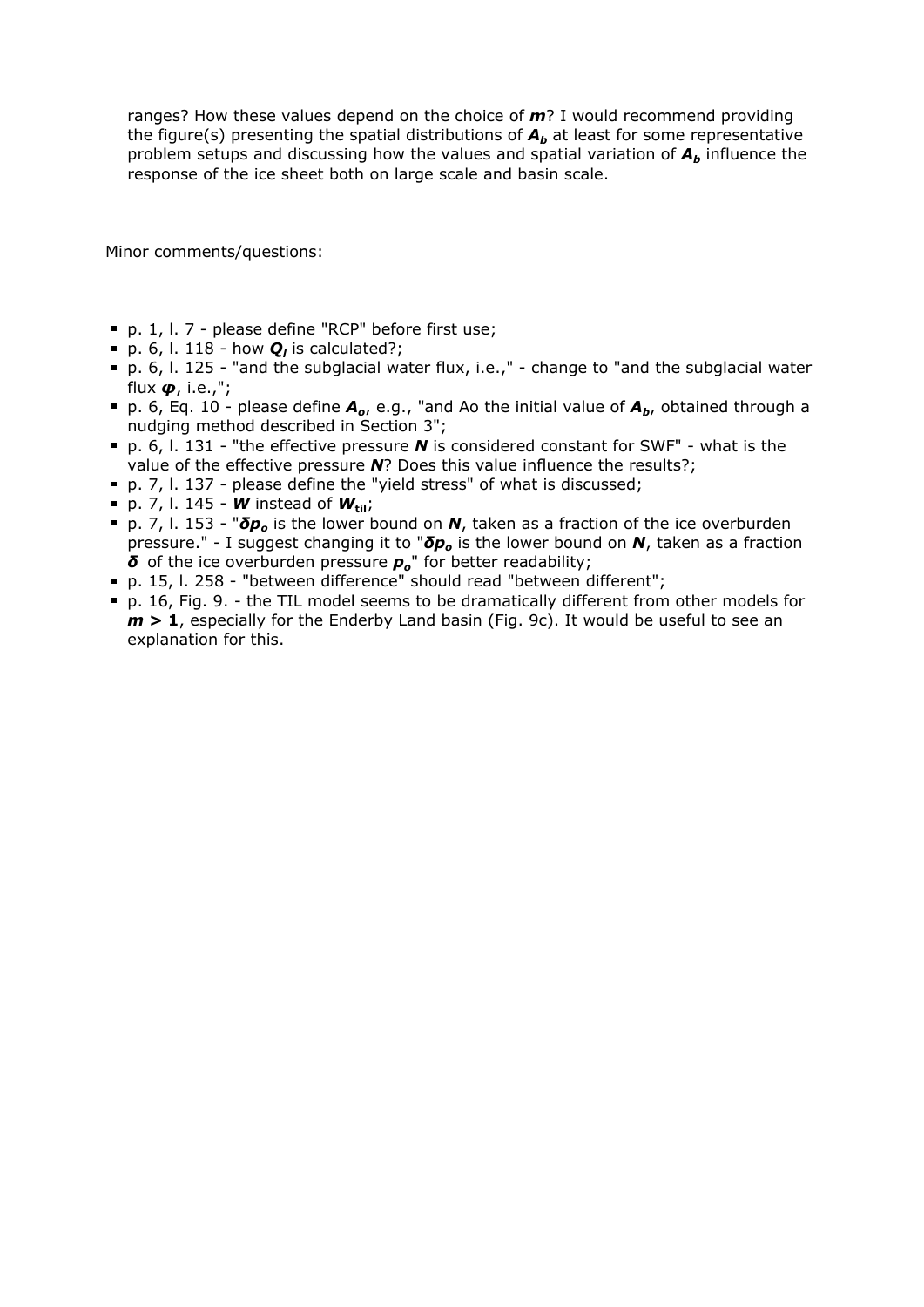ranges? How these values depend on the choice of $\boldsymbol{m}$? I would recommend providing the figure(s) presenting the spatial distributions of $\boldsymbol{A_b}$ at least for some representative problem setups and discussing how the values and spatial variation of $\boldsymbol{A_b}$ influence the response of the ice sheet both on large scale and basin scale.

Minor comments/questions:

- p. 1, l. 7 - please define "RCP" before first use;
- p. 6, l. 118 - how $\boldsymbol{Q_l}$ is calculated?;
- p. 6, l. 125 - "and the subglacial water flux, i.e.," - change to "and the subglacial water flux $\boldsymbol{\varphi}$, i.e.,";
- p. 6, Eq. 10 - please define $\boldsymbol{A_o}$, e.g., "and Ao the initial value of $\boldsymbol{A_b}$, obtained through a nudging method described in Section 3";
- p. 6, l. 131 - "the effective pressure $\boldsymbol{N}$ is considered constant for SWF" - what is the value of the effective pressure $\boldsymbol{N}$? Does this value influence the results?;
- p. 7, l. 137 - please define the "yield stress" of what is discussed;
- p. 7, l. 145 - $\boldsymbol{W}$ instead of $\boldsymbol{W_{til}}$;
- p. 7, l. 153 - "$\boldsymbol{\delta p_o}$ is the lower bound on $\boldsymbol{N}$, taken as a fraction of the ice overburden pressure." - I suggest changing it to "$\boldsymbol{\delta p_o}$ is the lower bound on $\boldsymbol{N}$, taken as a fraction $\boldsymbol{\delta}$ of the ice overburden pressure $\boldsymbol{p_o}$" for better readability;
- p. 15, l. 258 - "between difference" should read "between different";
- p. 16, Fig. 9. - the TIL model seems to be dramatically different from other models for $\boldsymbol{m > 1}$, especially for the Enderby Land basin (Fig. 9c). It would be useful to see an explanation for this.